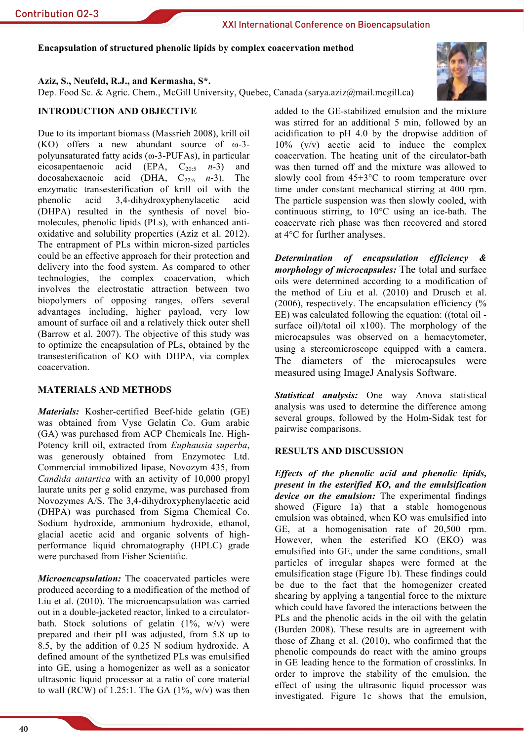**Encapsulation of structured phenolic lipids by complex coacervation method**

**Aziz, S., Neufeld, R.J., and Kermasha, S\*.**
Dep. Food Sc. & Agric. Chem., McGill University, Quebec, Canada (sarya.aziz@mail.mcgill.ca)

## INTRODUCTION AND OBJECTIVE

Due to its important biomass (Massrieh 2008), krill oil (KO) offers a new abundant source of ω-3-polyunsaturated fatty acids (ω-3-PUFAs), in particular eicosapentaenoic acid (EPA, $C_{20:5}$ *n*-3) and docosahexaenoic acid (DHA, $C_{22:6}$ *n*-3). The enzymatic transesterification of krill oil with the phenolic acid 3,4-dihydroxyphenylacetic acid (DHPA) resulted in the synthesis of novel bio-molecules, phenolic lipids (PLs), with enhanced anti-oxidative and solubility properties (Aziz et al. 2012). The entrapment of PLs within micron-sized particles could be an effective approach for their protection and delivery into the food system. As compared to other technologies, the complex coacervation, which involves the electrostatic attraction between two biopolymers of opposing ranges, offers several advantages including, higher payload, very low amount of surface oil and a relatively thick outer shell (Barrow et al. 2007). The objective of this study was to optimize the encapsulation of PLs, obtained by the transesterification of KO with DHPA, via complex coacervation.

## MATERIALS AND METHODS

***Materials:*** Kosher-certified Beef-hide gelatin (GE) was obtained from Vyse Gelatin Co. Gum arabic (GA) was purchased from ACP Chemicals Inc. High-Potency krill oil, extracted from *Euphausia superba*, was generously obtained from Enzymotec Ltd. Commercial immobilized lipase, Novozym 435, from *Candida antartica* with an activity of 10,000 propyl laurate units per g solid enzyme, was purchased from Novozymes A/S. The 3,4-dihydroxyphenylacetic acid (DHPA) was purchased from Sigma Chemical Co. Sodium hydroxide, ammonium hydroxide, ethanol, glacial acetic acid and organic solvents of high-performance liquid chromatography (HPLC) grade were purchased from Fisher Scientific.

***Microencapsulation:*** The coacervated particles were produced according to a modification of the method of Liu et al. (2010). The microencapsulation was carried out in a double-jacketed reactor, linked to a circulator-bath. Stock solutions of gelatin (1%, w/v) were prepared and their pH was adjusted, from 5.8 up to 8.5, by the addition of 0.25 N sodium hydroxide. A defined amount of the synthetized PLs was emulsified into GE, using a homogenizer as well as a sonicator ultrasonic liquid processor at a ratio of core material to wall (RCW) of 1.25:1. The GA (1%, w/v) was then added to the GE-stabilized emulsion and the mixture was stirred for an additional 5 min, followed by an acidification to pH 4.0 by the dropwise addition of 10% (v/v) acetic acid to induce the complex coacervation. The heating unit of the circulator-bath was then turned off and the mixture was allowed to slowly cool from 45±3°C to room temperature over time under constant mechanical stirring at 400 rpm. The particle suspension was then slowly cooled, with continuous stirring, to 10°C using an ice-bath. The coacervate rich phase was then recovered and stored at 4°C for further analyses.

***Determination of encapsulation efficiency & morphology of microcapsules:*** The total and surface oils were determined according to a modification of the method of Liu et al. (2010) and Drusch et al. (2006), respectively. The encapsulation efficiency (% EE) was calculated following the equation: ((total oil - surface oil)/total oil x100). The morphology of the microcapsules was observed on a hemacytometer, using a stereomicroscope equipped with a camera. The diameters of the microcapsules were measured using ImageJ Analysis Software.

***Statistical analysis:*** One way Anova statistical analysis was used to determine the difference among several groups, followed by the Holm-Sidak test for pairwise comparisons.

## RESULTS AND DISCUSSION

***Effects of the phenolic acid and phenolic lipids, present in the esterified KO, and the emulsification device on the emulsion:*** The experimental findings showed (Figure 1a) that a stable homogenous emulsion was obtained, when KO was emulsified into GE, at a homogenisation rate of 20,500 rpm. However, when the esterified KO (EKO) was emulsified into GE, under the same conditions, small particles of irregular shapes were formed at the emulsification stage (Figure 1b). These findings could be due to the fact that the homogenizer created shearing by applying a tangential force to the mixture which could have favored the interactions between the PLs and the phenolic acids in the oil with the gelatin (Burden 2008). These results are in agreement with those of Zhang et al. (2010), who confirmed that the phenolic compounds do react with the amino groups in GE leading hence to the formation of crosslinks. In order to improve the stability of the emulsion, the effect of using the ultrasonic liquid processor was investigated. Figure 1c shows that the emulsion,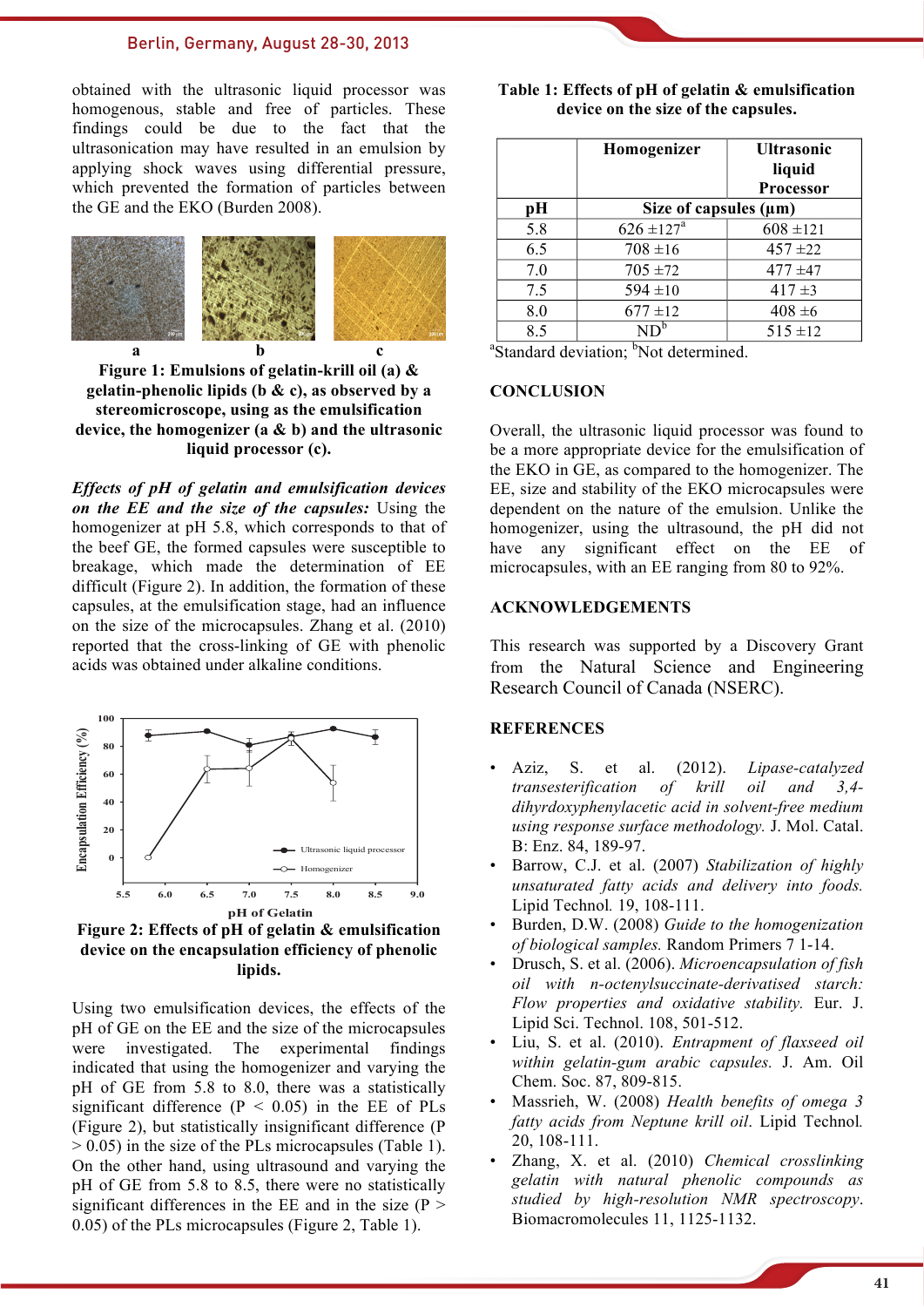obtained with the ultrasonic liquid processor was homogenous, stable and free of particles. These findings could be due to the fact that the ultrasonication may have resulted in an emulsion by applying shock waves using differential pressure, which prevented the formation of particles between the GE and the EKO (Burden 2008).

a b c

**Figure 1: Emulsions of gelatin-krill oil (a) & gelatin-phenolic lipids (b & c), as observed by a stereomicroscope, using as the emulsification device, the homogenizer (a & b) and the ultrasonic liquid processor (c).**

***Effects of pH of gelatin and emulsification devices on the EE and the size of the capsules:*** Using the homogenizer at pH 5.8, which corresponds to that of the beef GE, the formed capsules were susceptible to breakage, which made the determination of EE difficult (Figure 2). In addition, the formation of these capsules, at the emulsification stage, had an influence on the size of the microcapsules. Zhang et al. (2010) reported that the cross-linking of GE with phenolic acids was obtained under alkaline conditions.

Encapsulation Efficiency (%)

100
80
60
40
20
0

5.5 6.0 6.5 7.0 7.5 8.0 8.5 9.0

pH of Gelatin

Ultrasonic liquid processor

Homogenizer

**Figure 2: Effects of pH of gelatin & emulsification device on the encapsulation efficiency of phenolic lipids.**

Using two emulsification devices, the effects of the pH of GE on the EE and the size of the microcapsules were investigated. The experimental findings indicated that using the homogenizer and varying the pH of GE from 5.8 to 8.0, there was a statistically significant difference ($P < 0.05$) in the EE of PLs (Figure 2), but statistically insignificant difference ($P > 0.05$) in the size of the PLs microcapsules (Table 1). On the other hand, using ultrasound and varying the pH of GE from 5.8 to 8.5, there were no statistically significant differences in the EE and in the size ($P > 0.05$) of the PLs microcapsules (Figure 2, Table 1).

**Table 1: Effects of pH of gelatin & emulsification device on the size of the capsules.**

| | Homogenizer | Ultrasonic liquid Processor |
|---|---|---|
| **pH** | **Size of capsules (µm)** | |
| 5.8 | 626 ±127[a] | 608 ±121 |
| 6.5 | 708 ±16 | 457 ±22 |
| 7.0 | 705 ±72 | 477 ±47 |
| 7.5 | 594 ±10 | 417 ±3 |
| 8.0 | 677 ±12 | 408 ±6 |
| 8.5 | ND[b] | 515 ±12 |

[a]Standard deviation; [b]Not determined.

## CONCLUSION

Overall, the ultrasonic liquid processor was found to be a more appropriate device for the emulsification of the EKO in GE, as compared to the homogenizer. The EE, size and stability of the EKO microcapsules were dependent on the nature of the emulsion. Unlike the homogenizer, using the ultrasound, the pH did not have any significant effect on the EE of microcapsules, with an EE ranging from 80 to 92%.

## ACKNOWLEDGEMENTS

This research was supported by a Discovery Grant from the Natural Science and Engineering Research Council of Canada (NSERC).

## REFERENCES

- Aziz, S. et al. (2012). *Lipase-catalyzed transesterification of krill oil and 3,4-dihyrdoxyphenylacetic acid in solvent-free medium using response surface methodology.* J. Mol. Catal. B: Enz. 84, 189-97.
- Barrow, C.J. et al. (2007) *Stabilization of highly unsaturated fatty acids and delivery into foods.* Lipid Technol. 19, 108-111.
- Burden, D.W. (2008) *Guide to the homogenization of biological samples.* Random Primers 7 1-14.
- Drusch, S. et al. (2006). *Microencapsulation of fish oil with n-octenylsuccinate-derivatised starch: Flow properties and oxidative stability.* Eur. J. Lipid Sci. Technol. 108, 501-512.
- Liu, S. et al. (2010). *Entrapment of flaxseed oil within gelatin-gum arabic capsules.* J. Am. Oil Chem. Soc. 87, 809-815.
- Massrieh, W. (2008) *Health benefits of omega 3 fatty acids from Neptune krill oil*. Lipid Technol. 20, 108-111.
- Zhang, X. et al. (2010) *Chemical crosslinking gelatin with natural phenolic compounds as studied by high-resolution NMR spectroscopy*. Biomacromolecules 11, 1125-1132.